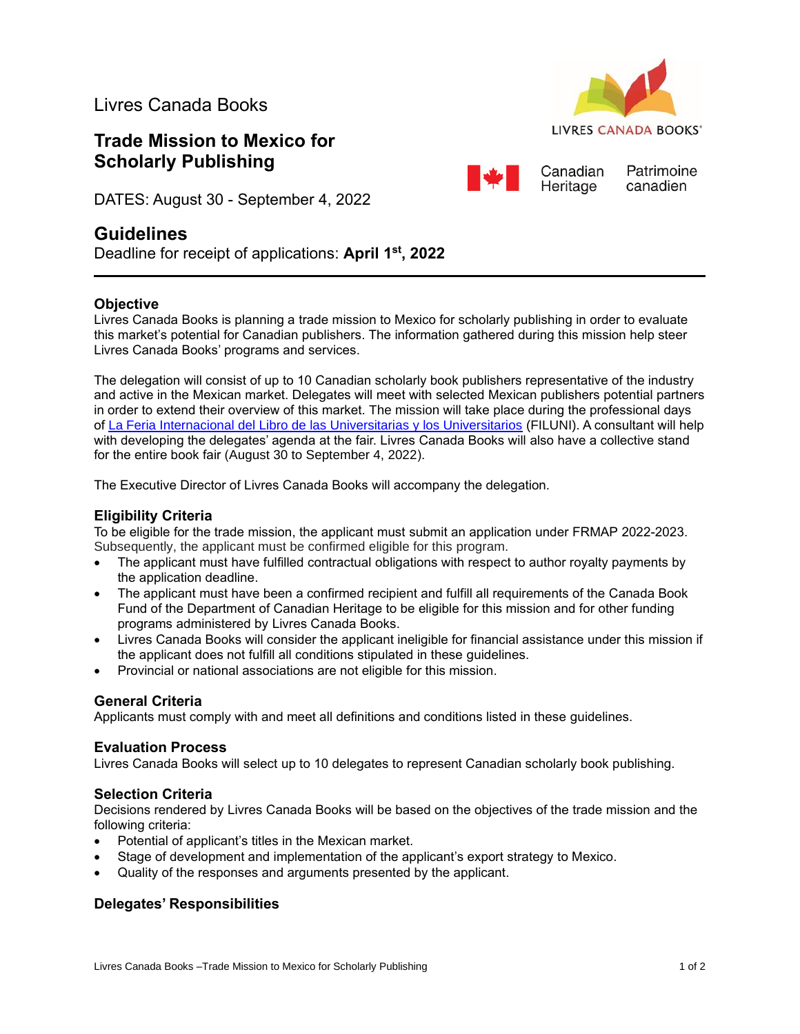Livres Canada Books

# Trade Mission to Mexico for Scholarly Publishing

DATES: August 30 - September 4, 2022

## Guidelines

Deadline for receipt of applications: **April 1st, 2022**

---

### Objective

Livres Canada Books is planning a trade mission to Mexico for scholarly publishing in order to evaluate this market's potential for Canadian publishers. The information gathered during this mission help steer Livres Canada Books' programs and services.

The delegation will consist of up to 10 Canadian scholarly book publishers representative of the industry and active in the Mexican market. Delegates will meet with selected Mexican publishers potential partners in order to extend their overview of this market. The mission will take place during the professional days of La Feria Internacional del Libro de las Universitarias y los Universitarios (FILUNI). A consultant will help with developing the delegates' agenda at the fair. Livres Canada Books will also have a collective stand for the entire book fair (August 30 to September 4, 2022).

The Executive Director of Livres Canada Books will accompany the delegation.

### Eligibility Criteria

To be eligible for the trade mission, the applicant must submit an application under FRMAP 2022-2023. Subsequently, the applicant must be confirmed eligible for this program.

- The applicant must have fulfilled contractual obligations with respect to author royalty payments by the application deadline.
- The applicant must have been a confirmed recipient and fulfill all requirements of the Canada Book Fund of the Department of Canadian Heritage to be eligible for this mission and for other funding programs administered by Livres Canada Books.
- Livres Canada Books will consider the applicant ineligible for financial assistance under this mission if the applicant does not fulfill all conditions stipulated in these guidelines.
- Provincial or national associations are not eligible for this mission.

### General Criteria

Applicants must comply with and meet all definitions and conditions listed in these guidelines.

### Evaluation Process

Livres Canada Books will select up to 10 delegates to represent Canadian scholarly book publishing.

### Selection Criteria

Decisions rendered by Livres Canada Books will be based on the objectives of the trade mission and the following criteria:

- Potential of applicant's titles in the Mexican market.
- Stage of development and implementation of the applicant's export strategy to Mexico.
- Quality of the responses and arguments presented by the applicant.

### Delegates' Responsibilities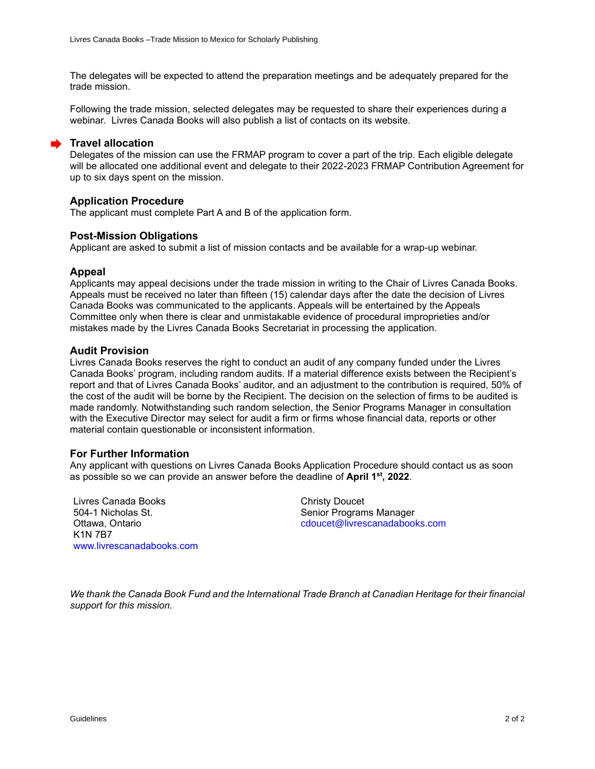The delegates will be expected to attend the preparation meetings and be adequately prepared for the trade mission.

Following the trade mission, selected delegates may be requested to share their experiences during a webinar. Livres Canada Books will also publish a list of contacts on its website.

### Travel allocation

Delegates of the mission can use the FRMAP program to cover a part of the trip. Each eligible delegate will be allocated one additional event and delegate to their 2022-2023 FRMAP Contribution Agreement for up to six days spent on the mission.

### Application Procedure

The applicant must complete Part A and B of the application form.

### Post-Mission Obligations

Applicant are asked to submit a list of mission contacts and be available for a wrap-up webinar.

### Appeal

Applicants may appeal decisions under the trade mission in writing to the Chair of Livres Canada Books. Appeals must be received no later than fifteen (15) calendar days after the date the decision of Livres Canada Books was communicated to the applicants. Appeals will be entertained by the Appeals Committee only when there is clear and unmistakable evidence of procedural improprieties and/or mistakes made by the Livres Canada Books Secretariat in processing the application.

### Audit Provision

Livres Canada Books reserves the right to conduct an audit of any company funded under the Livres Canada Books' program, including random audits. If a material difference exists between the Recipient's report and that of Livres Canada Books' auditor, and an adjustment to the contribution is required, 50% of the cost of the audit will be borne by the Recipient. The decision on the selection of firms to be audited is made randomly. Notwithstanding such random selection, the Senior Programs Manager in consultation with the Executive Director may select for audit a firm or firms whose financial data, reports or other material contain questionable or inconsistent information.

### For Further Information

Any applicant with questions on Livres Canada Books Application Procedure should contact us as soon as possible so we can provide an answer before the deadline of **April 1st, 2022**.

Livres Canada Books
504-1 Nicholas St.
Ottawa, Ontario
K1N 7B7
www.livrescanadabooks.com

Christy Doucet
Senior Programs Manager
cdoucet@livrescanadabooks.com

*We thank the Canada Book Fund and the International Trade Branch at Canadian Heritage for their financial support for this mission.*